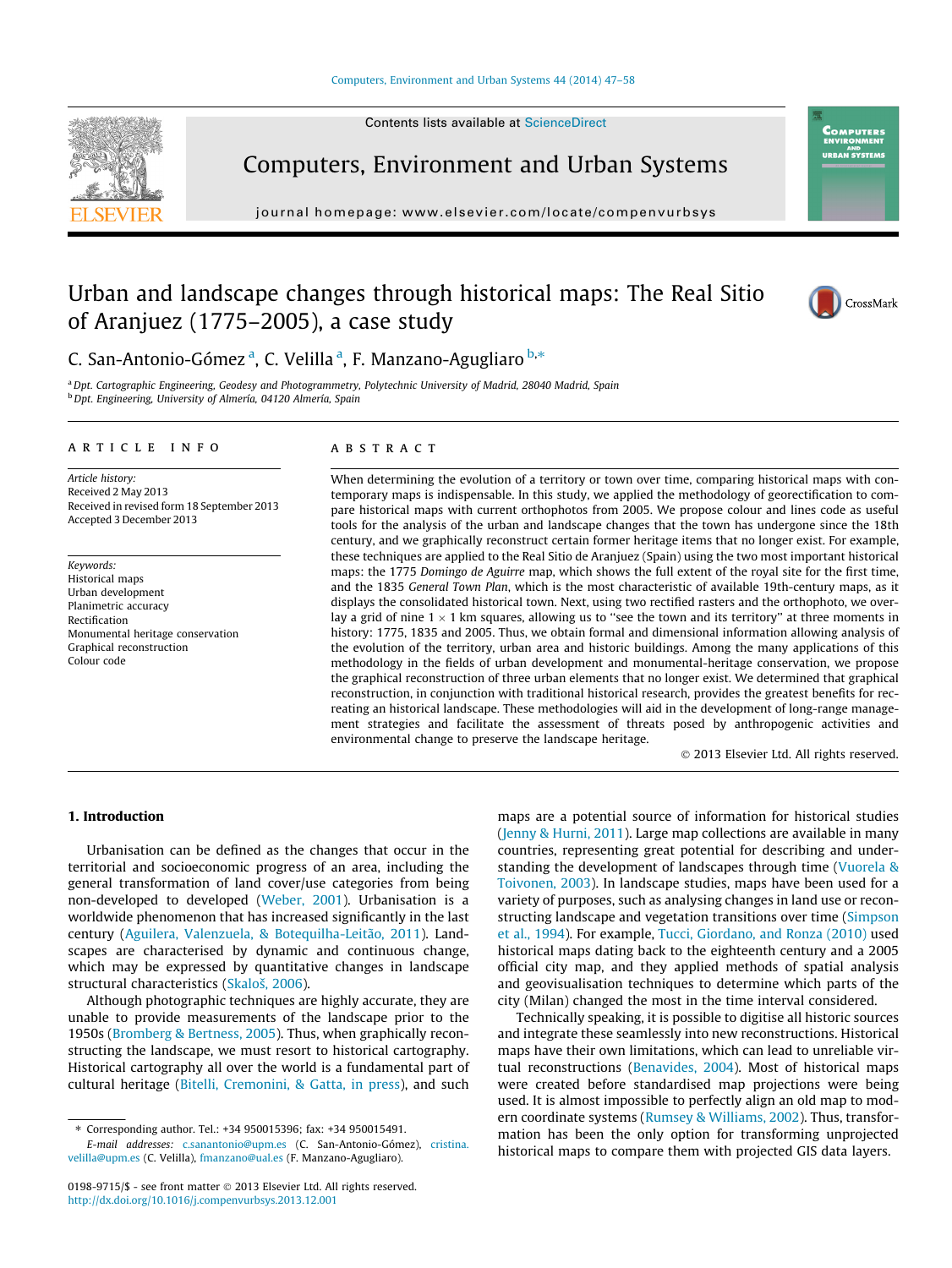# Urban and landscape changes through historical maps: The Real Sitio of Aranjuez (1775–2005), a case study

C. San-Antonio-Gómez [a], C. Velilla [a], F. Manzano-Agugliaro [b,*]

[a] Dpt. Cartographic Engineering, Geodesy and Photogrammetry, Polytechnic University of Madrid, 28040 Madrid, Spain
[b] Dpt. Engineering, University of Almería, 04120 Almería, Spain

## ARTICLE INFO

*Article history:*
Received 2 May 2013
Received in revised form 18 September 2013
Accepted 3 December 2013

*Keywords:*
Historical maps
Urban development
Planimetric accuracy
Rectification
Monumental heritage conservation
Graphical reconstruction
Colour code

## ABSTRACT

When determining the evolution of a territory or town over time, comparing historical maps with contemporary maps is indispensable. In this study, we applied the methodology of georectification to compare historical maps with current orthophotos from 2005. We propose colour and lines code as useful tools for the analysis of the urban and landscape changes that the town has undergone since the 18th century, and we graphically reconstruct certain former heritage items that no longer exist. For example, these techniques are applied to the Real Sitio de Aranjuez (Spain) using the two most important historical maps: the 1775 *Domingo de Aguirre* map, which shows the full extent of the royal site for the first time, and the 1835 *General Town Plan*, which is the most characteristic of available 19th-century maps, as it displays the consolidated historical town. Next, using two rectified rasters and the orthophoto, we overlay a grid of nine 1 × 1 km squares, allowing us to "see the town and its territory" at three moments in history: 1775, 1835 and 2005. Thus, we obtain formal and dimensional information allowing analysis of the evolution of the territory, urban area and historic buildings. Among the many applications of this methodology in the fields of urban development and monumental-heritage conservation, we propose the graphical reconstruction of three urban elements that no longer exist. We determined that graphical reconstruction, in conjunction with traditional historical research, provides the greatest benefits for recreating an historical landscape. These methodologies will aid in the development of long-range management strategies and facilitate the assessment of threats posed by anthropogenic activities and environmental change to preserve the landscape heritage.

© 2013 Elsevier Ltd. All rights reserved.

## 1. Introduction

Urbanisation can be defined as the changes that occur in the territorial and socioeconomic progress of an area, including the general transformation of land cover/use categories from being non-developed to developed (Weber, 2001). Urbanisation is a worldwide phenomenon that has increased significantly in the last century (Aguilera, Valenzuela, & Botequilha-Leitão, 2011). Landscapes are characterised by dynamic and continuous change, which may be expressed by quantitative changes in landscape structural characteristics (Skaloš, 2006).

Although photographic techniques are highly accurate, they are unable to provide measurements of the landscape prior to the 1950s (Bromberg & Bertness, 2005). Thus, when graphically reconstructing the landscape, we must resort to historical cartography. Historical cartography all over the world is a fundamental part of cultural heritage (Bitelli, Cremonini, & Gatta, in press), and such maps are a potential source of information for historical studies (Jenny & Hurni, 2011). Large map collections are available in many countries, representing great potential for describing and understanding the development of landscapes through time (Vuorela & Toivonen, 2003). In landscape studies, maps have been used for a variety of purposes, such as analysing changes in land use or reconstructing landscape and vegetation transitions over time (Simpson et al., 1994). For example, Tucci, Giordano, and Ronza (2010) used historical maps dating back to the eighteenth century and a 2005 official city map, and they applied methods of spatial analysis and geovisualisation techniques to determine which parts of the city (Milan) changed the most in the time interval considered.

Technically speaking, it is possible to digitise all historic sources and integrate these seamlessly into new reconstructions. Historical maps have their own limitations, which can lead to unreliable virtual reconstructions (Benavides, 2004). Most of historical maps were created before standardised map projections were being used. It is almost impossible to perfectly align an old map to modern coordinate systems (Rumsey & Williams, 2002). Thus, transformation has been the only option for transforming unprojected historical maps to compare them with projected GIS data layers.

* Corresponding author. Tel.: +34 950015396; fax: +34 950015491.
*E-mail addresses:* c.sanantonio@upm.es (C. San-Antonio-Gómez), cristina.velilla@upm.es (C. Velilla), fmanzano@ual.es (F. Manzano-Agugliaro).

0198-9715/$ - see front matter © 2013 Elsevier Ltd. All rights reserved.
http://dx.doi.org/10.1016/j.compenvurbsys.2013.12.001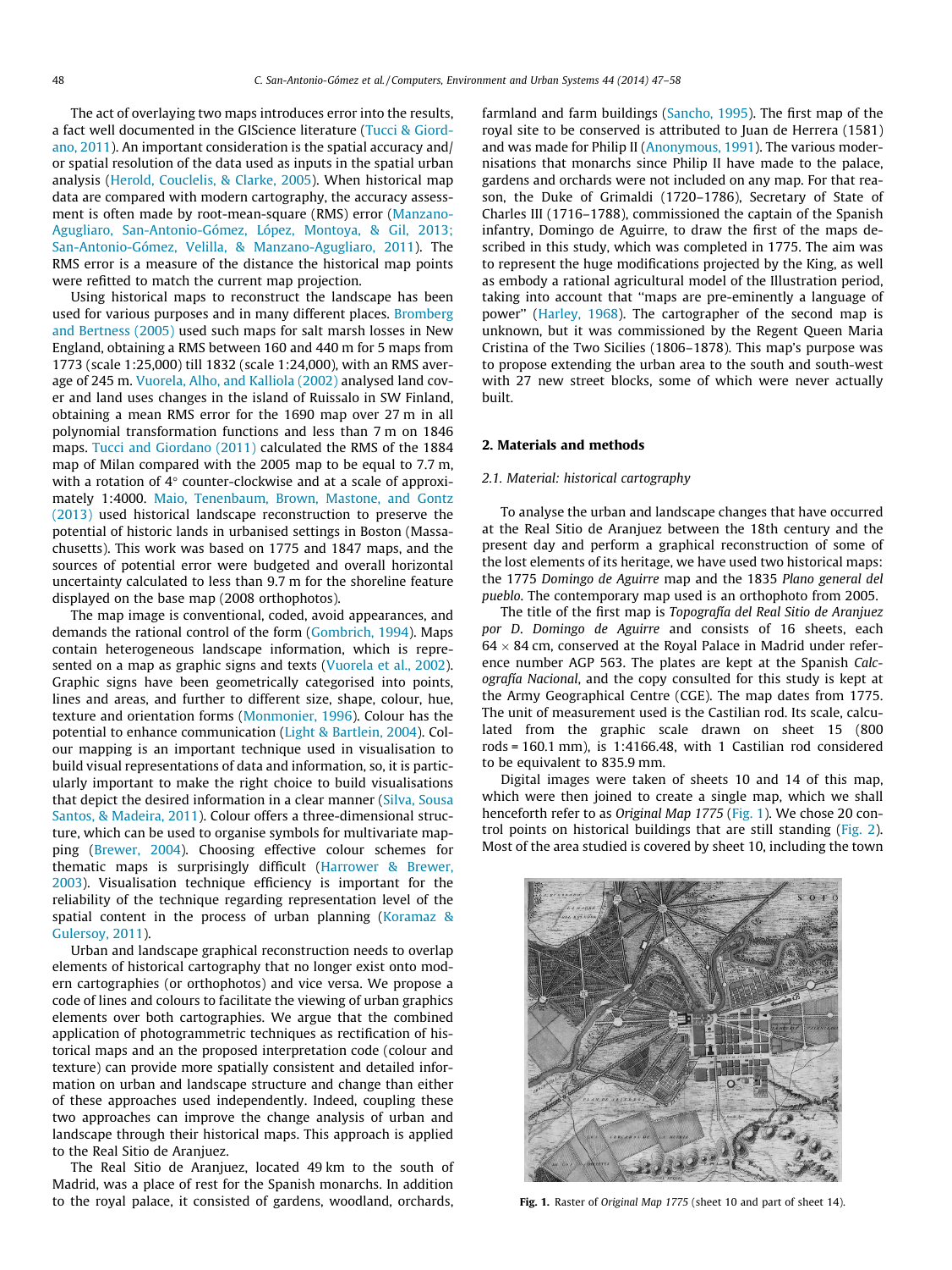The act of overlaying two maps introduces error into the results, a fact well documented in the GIScience literature (Tucci & Giordano, 2011). An important consideration is the spatial accuracy and/or spatial resolution of the data used as inputs in the spatial urban analysis (Herold, Couclelis, & Clarke, 2005). When historical map data are compared with modern cartography, the accuracy assessment is often made by root-mean-square (RMS) error (Manzano-Agugliaro, San-Antonio-Gómez, López, Montoya, & Gil, 2013; San-Antonio-Gómez, Velilla, & Manzano-Agugliaro, 2011). The RMS error is a measure of the distance the historical map points were refitted to match the current map projection.

Using historical maps to reconstruct the landscape has been used for various purposes and in many different places. Bromberg and Bertness (2005) used such maps for salt marsh losses in New England, obtaining a RMS between 160 and 440 m for 5 maps from 1773 (scale 1:25,000) till 1832 (scale 1:24,000), with an RMS average of 245 m. Vuorela, Alho, and Kalliola (2002) analysed land cover and land uses changes in the island of Ruissalo in SW Finland, obtaining a mean RMS error for the 1690 map over 27 m in all polynomial transformation functions and less than 7 m on 1846 maps. Tucci and Giordano (2011) calculated the RMS of the 1884 map of Milan compared with the 2005 map to be equal to 7.7 m, with a rotation of 4° counter-clockwise and at a scale of approximately 1:4000. Maio, Tenenbaum, Brown, Mastone, and Gontz (2013) used historical landscape reconstruction to preserve the potential of historic lands in urbanised settings in Boston (Massachusetts). This work was based on 1775 and 1847 maps, and the sources of potential error were budgeted and overall horizontal uncertainty calculated to less than 9.7 m for the shoreline feature displayed on the base map (2008 orthophotos).

The map image is conventional, coded, avoid appearances, and demands the rational control of the form (Gombrich, 1994). Maps contain heterogeneous landscape information, which is represented on a map as graphic signs and texts (Vuorela et al., 2002). Graphic signs have been geometrically categorised into points, lines and areas, and further to different size, shape, colour, hue, texture and orientation forms (Monmonier, 1996). Colour has the potential to enhance communication (Light & Bartlein, 2004). Colour mapping is an important technique used in visualisation to build visual representations of data and information, so, it is particularly important to make the right choice to build visualisations that depict the desired information in a clear manner (Silva, Sousa Santos, & Madeira, 2011). Colour offers a three-dimensional structure, which can be used to organise symbols for multivariate mapping (Brewer, 2004). Choosing effective colour schemes for thematic maps is surprisingly difficult (Harrower & Brewer, 2003). Visualisation technique efficiency is important for the reliability of the technique regarding representation level of the spatial content in the process of urban planning (Koramaz & Gulersoy, 2011).

Urban and landscape graphical reconstruction needs to overlap elements of historical cartography that no longer exist onto modern cartographies (or orthophotos) and vice versa. We propose a code of lines and colours to facilitate the viewing of urban graphics elements over both cartographies. We argue that the combined application of photogrammetric techniques as rectification of historical maps and the proposed interpretation code (colour and texture) can provide more spatially consistent and detailed information on urban and landscape structure and change than either of these approaches used independently. Indeed, coupling these two approaches can improve the change analysis of urban and landscape through their historical maps. This approach is applied to the Real Sitio de Aranjuez.

The Real Sitio de Aranjuez, located 49 km to the south of Madrid, was a place of rest for the Spanish monarchs. In addition to the royal palace, it consisted of gardens, woodland, orchards, farmland and farm buildings (Sancho, 1995). The first map of the royal site to be conserved is attributed to Juan de Herrera (1581) and was made for Philip II (Anonymous, 1991). The various modernisations that monarchs since Philip II have made to the palace, gardens and orchards were not included on any map. For that reason, the Duke of Grimaldi (1720–1786), Secretary of State of Charles III (1716–1788), commissioned the captain of the Spanish infantry, Domingo de Aguirre, to draw the first of the maps described in this study, which was completed in 1775. The aim was to represent the huge modifications projected by the King, as well as embody a rational agricultural model of the Illustration period, taking into account that "maps are pre-eminently a language of power" (Harley, 1968). The cartographer of the second map is unknown, but it was commissioned by the Regent Queen Maria Cristina of the Two Sicilies (1806–1878). This map's purpose was to propose extending the urban area to the south and south-west with 27 new street blocks, some of which were never actually built.

## 2. Materials and methods

### 2.1. Material: historical cartography

To analyse the urban and landscape changes that have occurred at the Real Sitio de Aranjuez between the 18th century and the present day and perform a graphical reconstruction of some of the lost elements of its heritage, we have used two historical maps: the 1775 *Domingo de Aguirre* map and the 1835 *Plano general del pueblo*. The contemporary map used is an orthophoto from 2005.

The title of the first map is *Topografía del Real Sitio de Aranjuez por D. Domingo de Aguirre* and consists of 16 sheets, each 64 × 84 cm, conserved at the Royal Palace in Madrid under reference number AGP 563. The plates are kept at the Spanish *Calcografía Nacional*, and the copy consulted for this study is kept at the Army Geographical Centre (CGE). The map dates from 1775. The unit of measurement used is the Castilian rod. Its scale, calculated from the graphic scale drawn on sheet 15 (800 rods = 160.1 mm), is 1:4166.48, with 1 Castilian rod considered to be equivalent to 835.9 mm.

Digital images were taken of sheets 10 and 14 of this map, which were then joined to create a single map, which we shall henceforth refer to as *Original Map 1775* (Fig. 1). We chose 20 control points on historical buildings that are still standing (Fig. 2). Most of the area studied is covered by sheet 10, including the town

**Fig. 1.** Raster of *Original Map 1775* (sheet 10 and part of sheet 14).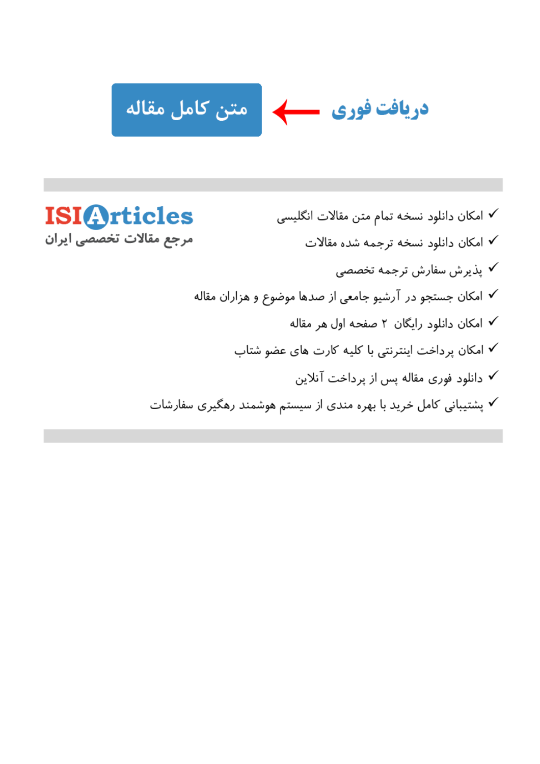دریافت فوری ← متن کامل مقاله

---

**ISIArticles**
مرجع مقالات تخصصی ایران

- ✓ امکان دانلود نسخه تمام متن مقالات انگلیسی
- ✓ امکان دانلود نسخه ترجمه شده مقالات
- ✓ پذیرش سفارش ترجمه تخصصی
- ✓ امکان جستجو در آرشیو جامعی از صدها موضوع و هزاران مقاله
- ✓ امکان دانلود رایگان ۲ صفحه اول هر مقاله
- ✓ امکان پرداخت اینترنتی با کلیه کارت های عضو شتاب
- ✓ دانلود فوری مقاله پس از پرداخت آنلاین
- ✓ پشتیبانی کامل خرید با بهره مندی از سیستم هوشمند رهگیری سفارشات

---